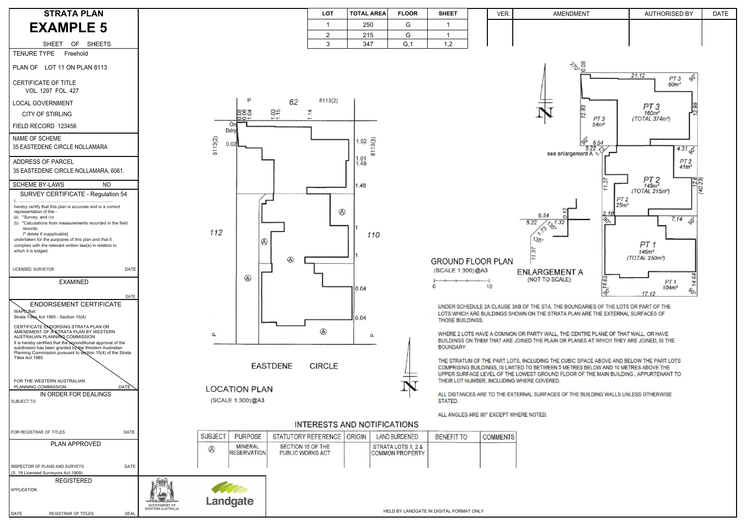# STRATA PLAN

# EXAMPLE 5

SHEET OF SHEETS

| LOT | TOTAL AREA | FLOOR | SHEET |
|---|---|---|---|
| 1 | 250 | G | 1 |
| 2 | 215 | G | 1 |
| 3 | 347 | G,1 | 1,2 |

| VER. | AMENDMENT | AUTHORISED BY | DATE |
|---|---|---|---|
| | | | |

TENURE TYPE Freehold

PLAN OF LOT 11 ON PLAN 8113

CERTIFICATE OF TITLE
VOL. 1297 FOL. 427

LOCAL GOVERNMENT
CITY OF STIRLING

FIELD RECORD 123456

NAME OF SCHEME
35 EASTEDENE CIRCLE NOLLAMARA

ADDRESS OF PARCEL
35 EASTEDENE CIRCLE NOLLAMARA, 6061.

SCHEME BY-LAWS NO

## SURVEY CERTIFICATE - Regulation 54

I.....................................................................
hereby certify that this plan is accurate and is a correct representation of the -
(a) \*Survey; and /or
(b) \*Calculations from measurements recorded in the field records,
I\* delete if inapplicable]
undertaken for the purposes of this plan and that it complies with the relevant written law(s) in relation to which it is lodged.

LICENSED SURVEYOR DATE

## EXAMINED

DATE

## ENDORSEMENT CERTIFICATE

WAPC Ref:
Strata Titles Act 1985 - Section 15(4)

CERTIFICATE ENDORSING STRATA PLAN OR AMENDMENT OF A STRATA PLAN BY WESTERN AUSTRALIAN PLANNING COMMISSION
It is hereby certified that the unconditional approval of the subdivision has been granted by the Western Australian Planning Commission pursuant to section 15(4) of the Strata Titles Act 1985.

FOR THE WESTERN AUSTRALIAN PLANNING COMMISSION DATE

## IN ORDER FOR DEALINGS

SUBJECT TO

FOR REGISTRAR OF TITLES DATE

## PLAN APPROVED

INSPECTOR OF PLANS AND SURVEYS DATE
(S. 18 Licensed Surveyors Act 1909)

## REGISTERED

APPLICATION

DATE REGISTRAR OF TITLES SEAL

## LOCATION PLAN

(SCALE 1:300)@A3

EASTDENE CIRCLE

## GROUND FLOOR PLAN

(SCALE 1:300)@A3

## ENLARGEMENT A

(NOT TO SCALE)

UNDER SCHEDULE 2A CLAUSE 3AB OF THE STA, THE BOUNDARIES OF THE LOTS OR PART OF THE LOTS WHICH ARE BUILDINGS SHOWN ON THE STRATA PLAN ARE THE EXTERNAL SURFACES OF THOSE BUILDINGS.

WHERE 2 LOTS HAVE A COMMON OR PARTY WALL, THE CENTRE PLANE OF THAT WALL, OR HAVE BUILDINGS ON THEM THAT ARE JOINED THE PLAIN OR PLANES AT WHICH THEY ARE JOINED, IS THE BOUNDARY.

THE STRATUM OF THE PART LOTS, INCLUDING THE CUBIC SPACE ABOVE AND BELOW THE PART LOTS COMPRISING BUILDINGS, IS LIMITED TO BETWEEN 5 METRES BELOW AND 10 METRES ABOVE THE UPPER SURFACE LEVEL OF THE LOWEST GROUND FLOOR OF THE MAIN BUILDING., APPURTENANT TO THEIR LOT NUMBER, INCLUDING WHERE COVERED.

ALL DISTANCES ARE TO THE EXTERNAL SURFACES OF THE BUILDING WALLS UNLESS OTHERWISE STATED.

ALL ANGLES ARE 90° EXCEPT WHERE NOTED.

## INTERESTS AND NOTIFICATIONS

| SUBJECT | PURPOSE | STATUTORY REFERENCE | ORIGIN | LAND BURDENED | BENEFIT TO | COMMENTS |
|---|---|---|---|---|---|---|
| Ⓐ | MINERAL RESERVATION | SECTION 15 OF THE PUBLIC WORKS ACT | | STRATA LOTS 1, 2 & COMMON PROPERTY | | |

GOVERNMENT OF WESTERN AUSTRALIA

Landgate

HELD BY LANDGATE IN DIGITAL FORMAT ONLY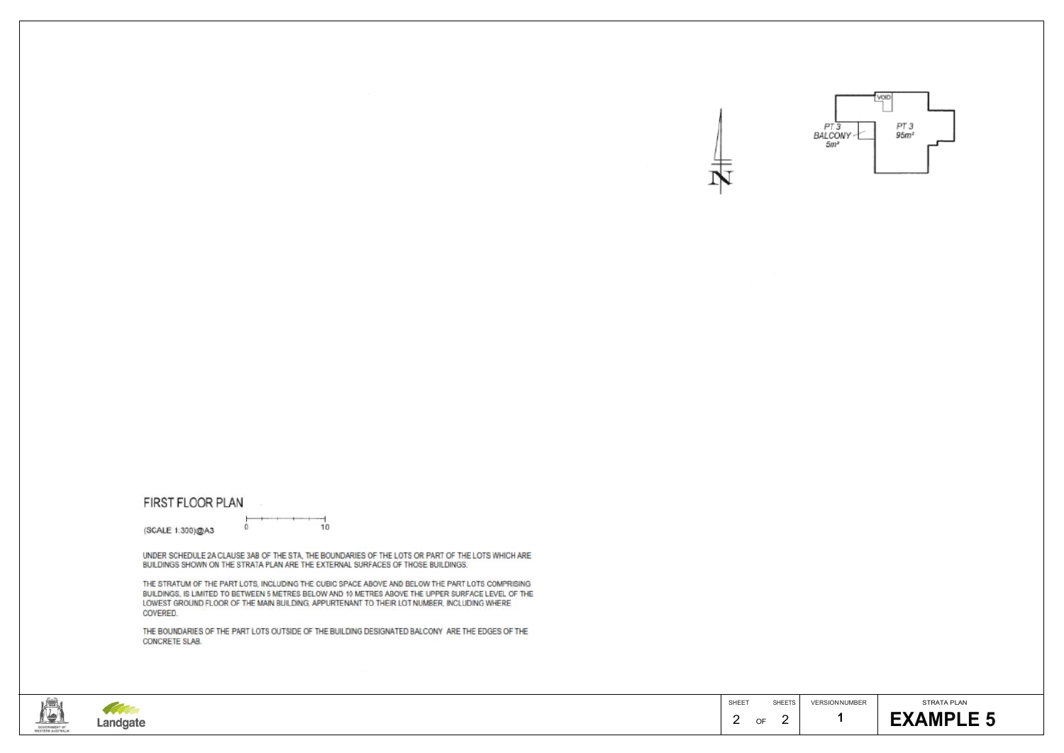VOID

PT 3
BALCONY
5m²

PT 3
95m²

N

## FIRST FLOOR PLAN

(SCALE 1:300)@A3

0 10

UNDER SCHEDULE 2A CLAUSE 3AB OF THE STA, THE BOUNDARIES OF THE LOTS OR PART OF THE LOTS WHICH ARE BUILDINGS SHOWN ON THE STRATA PLAN ARE THE EXTERNAL SURFACES OF THOSE BUILDINGS.

THE STRATUM OF THE PART LOTS, INCLUDING THE CUBIC SPACE ABOVE AND BELOW THE PART LOTS COMPRISING BUILDINGS, IS LIMITED TO BETWEEN 5 METRES BELOW AND 10 METRES ABOVE THE UPPER SURFACE LEVEL OF THE LOWEST GROUND FLOOR OF THE MAIN BUILDING, APPURTENANT TO THEIR LOT NUMBER, INCLUDING WHERE COVERED.

THE BOUNDARIES OF THE PART LOTS OUTSIDE OF THE BUILDING DESIGNATED BALCONY ARE THE EDGES OF THE CONCRETE SLAB.

| SHEET | SHEETS | VERSION NUMBER | STRATA PLAN |
|---|---|---|---|
| 2 | OF 2 | 1 | **EXAMPLE 5** |